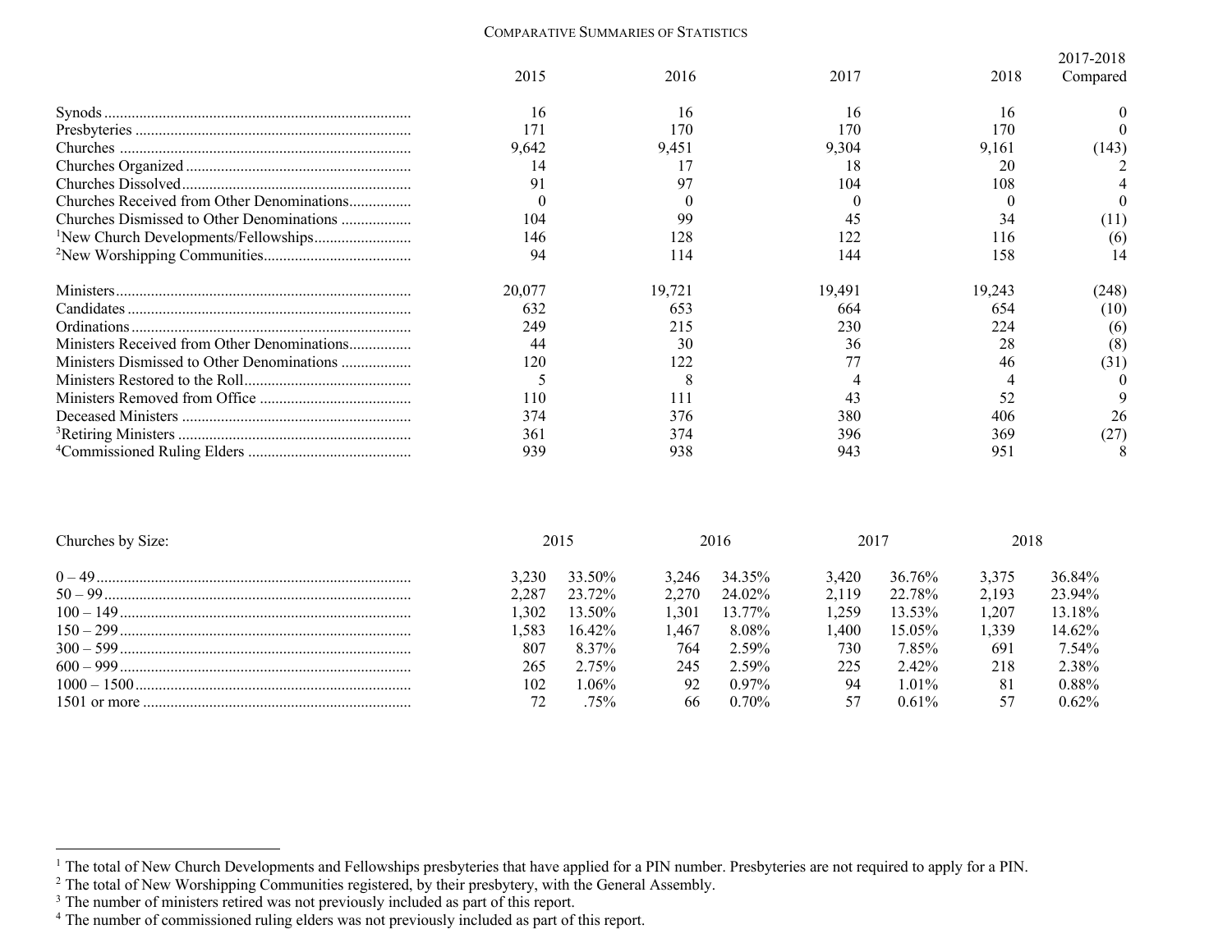# Comparative Summaries of Statistics

| | 2015 | 2016 | 2017 | 2018 | 2017-2018 Compared |
|---|---|---|---|---|---|
| Synods | 16 | 16 | 16 | 16 | 0 |
| Presbyteries | 171 | 170 | 170 | 170 | 0 |
| Churches | 9,642 | 9,451 | 9,304 | 9,161 | (143) |
| Churches Organized | 14 | 17 | 18 | 20 | 2 |
| Churches Dissolved | 91 | 97 | 104 | 108 | 4 |
| Churches Received from Other Denominations | 0 | 0 | 0 | 0 | 0 |
| Churches Dismissed to Other Denominations | 104 | 99 | 45 | 34 | (11) |
| [1]New Church Developments/Fellowships | 146 | 128 | 122 | 116 | (6) |
| [2]New Worshipping Communities | 94 | 114 | 144 | 158 | 14 |
| | | | | | |
| Ministers | 20,077 | 19,721 | 19,491 | 19,243 | (248) |
| Candidates | 632 | 653 | 664 | 654 | (10) |
| Ordinations | 249 | 215 | 230 | 224 | (6) |
| Ministers Received from Other Denominations | 44 | 30 | 36 | 28 | (8) |
| Ministers Dismissed to Other Denominations | 120 | 122 | 77 | 46 | (31) |
| Ministers Restored to the Roll | 5 | 8 | 4 | 4 | 0 |
| Ministers Removed from Office | 110 | 111 | 43 | 52 | 9 |
| Deceased Ministers | 374 | 376 | 380 | 406 | 26 |
| [3]Retiring Ministers | 361 | 374 | 396 | 369 | (27) |
| [4]Commissioned Ruling Elders | 939 | 938 | 943 | 951 | 8 |

| Churches by Size: | 2015 | | 2016 | | 2017 | | 2018 | |
|---|---|---|---|---|---|---|---|---|
| 0 – 49 | 3,230 | 33.50% | 3,246 | 34.35% | 3,420 | 36.76% | 3,375 | 36.84% |
| 50 – 99 | 2,287 | 23.72% | 2,270 | 24.02% | 2,119 | 22.78% | 2,193 | 23.94% |
| 100 – 149 | 1,302 | 13.50% | 1,301 | 13.77% | 1,259 | 13.53% | 1,207 | 13.18% |
| 150 – 299 | 1,583 | 16.42% | 1,467 | 8.08% | 1,400 | 15.05% | 1,339 | 14.62% |
| 300 – 599 | 807 | 8.37% | 764 | 2.59% | 730 | 7.85% | 691 | 7.54% |
| 600 – 999 | 265 | 2.75% | 245 | 2.59% | 225 | 2.42% | 218 | 2.38% |
| 1000 – 1500 | 102 | 1.06% | 92 | 0.97% | 94 | 1.01% | 81 | 0.88% |
| 1501 or more | 72 | .75% | 66 | 0.70% | 57 | 0.61% | 57 | 0.62% |

[1] The total of New Church Developments and Fellowships presbyteries that have applied for a PIN number. Presbyteries are not required to apply for a PIN.
[2] The total of New Worshipping Communities registered, by their presbytery, with the General Assembly.
[3] The number of ministers retired was not previously included as part of this report.
[4] The number of commissioned ruling elders was not previously included as part of this report.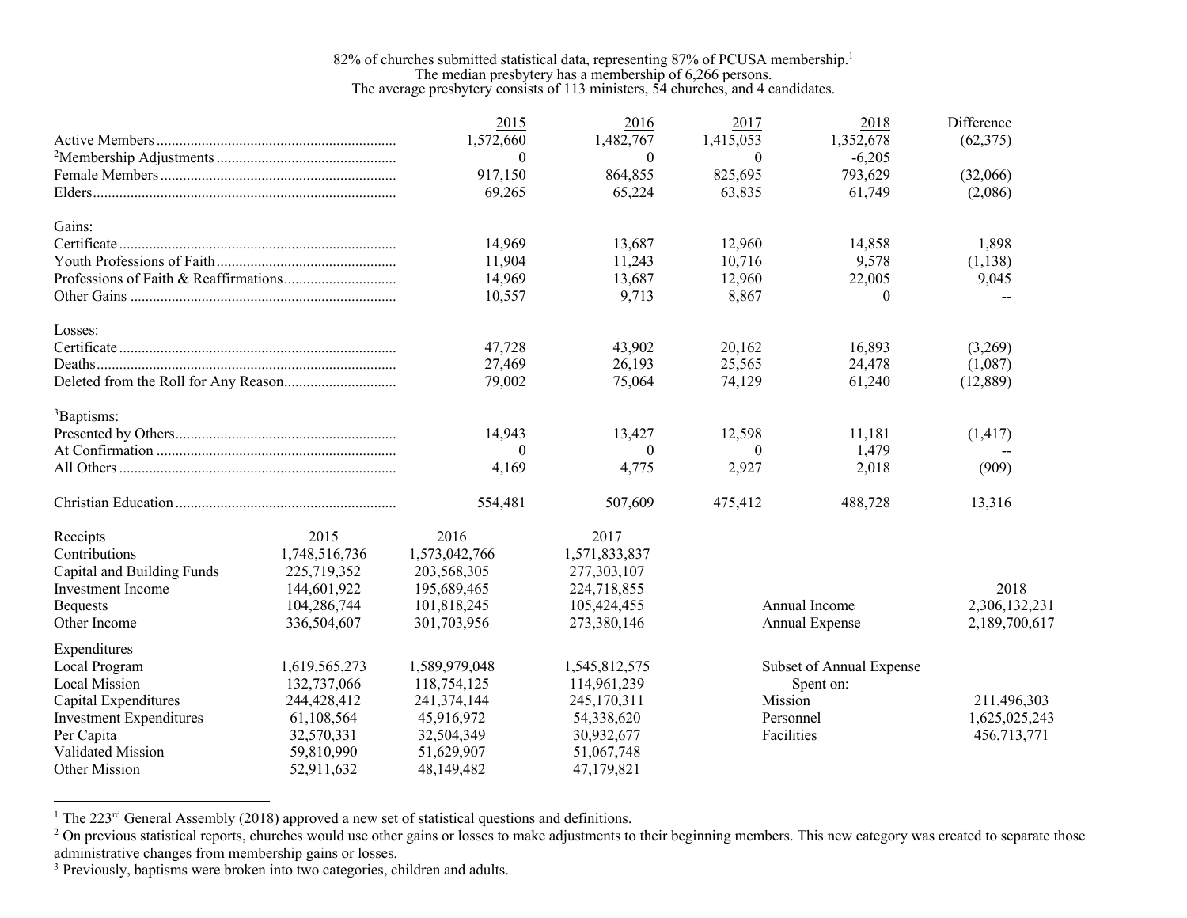82% of churches submitted statistical data, representing 87% of PCUSA membership.[1]
The median presbytery has a membership of 6,266 persons.
The average presbytery consists of 113 ministers, 54 churches, and 4 candidates.

| | 2015 | 2016 | 2017 | 2018 | Difference |
|---|---|---|---|---|---|
| Active Members | 1,572,660 | 1,482,767 | 1,415,053 | 1,352,678 | (62,375) |
| [2]Membership Adjustments | 0 | 0 | 0 | -6,205 | |
| Female Members | 917,150 | 864,855 | 825,695 | 793,629 | (32,066) |
| Elders | 69,265 | 65,224 | 63,835 | 61,749 | (2,086) |
| **Gains:** | | | | | |
| Certificate | 14,969 | 13,687 | 12,960 | 14,858 | 1,898 |
| Youth Professions of Faith | 11,904 | 11,243 | 10,716 | 9,578 | (1,138) |
| Professions of Faith & Reaffirmations | 14,969 | 13,687 | 12,960 | 22,005 | 9,045 |
| Other Gains | 10,557 | 9,713 | 8,867 | 0 | -- |
| **Losses:** | | | | | |
| Certificate | 47,728 | 43,902 | 20,162 | 16,893 | (3,269) |
| Deaths | 27,469 | 26,193 | 25,565 | 24,478 | (1,087) |
| Deleted from the Roll for Any Reason | 79,002 | 75,064 | 74,129 | 61,240 | (12,889) |
| **[3]Baptisms:** | | | | | |
| Presented by Others | 14,943 | 13,427 | 12,598 | 11,181 | (1,417) |
| At Confirmation | 0 | 0 | 0 | 1,479 | -- |
| All Others | 4,169 | 4,775 | 2,927 | 2,018 | (909) |
| Christian Education | 554,481 | 507,609 | 475,412 | 488,728 | 13,316 |

| Receipts | 2015 | 2016 | 2017 |
|---|---|---|---|
| Contributions | 1,748,516,736 | 1,573,042,766 | 1,571,833,837 |
| Capital and Building Funds | 225,719,352 | 203,568,305 | 277,303,107 |
| Investment Income | 144,601,922 | 195,689,465 | 224,718,855 |
| Bequests | 104,286,744 | 101,818,245 | 105,424,455 |
| Other Income | 336,504,607 | 301,703,956 | 273,380,146 |
| **Expenditures** | | | |
| Local Program | 1,619,565,273 | 1,589,979,048 | 1,545,812,575 |
| Local Mission | 132,737,066 | 118,754,125 | 114,961,239 |
| Capital Expenditures | 244,428,412 | 241,374,144 | 245,170,311 |
| Investment Expenditures | 61,108,564 | 45,916,972 | 54,338,620 |
| Per Capita | 32,570,331 | 32,504,349 | 30,932,677 |
| Validated Mission | 59,810,990 | 51,629,907 | 51,067,748 |
| Other Mission | 52,911,632 | 48,149,482 | 47,179,821 |

| | 2018 |
|---|---|
| Annual Income | 2,306,132,231 |
| Annual Expense | 2,189,700,617 |
| Subset of Annual Expense Spent on: | |
| Mission | 211,496,303 |
| Personnel | 1,625,025,243 |
| Facilities | 456,713,771 |

---

[1] The 223rd General Assembly (2018) approved a new set of statistical questions and definitions.
[2] On previous statistical reports, churches would use other gains or losses to make adjustments to their beginning members. This new category was created to separate those administrative changes from membership gains or losses.
[3] Previously, baptisms were broken into two categories, children and adults.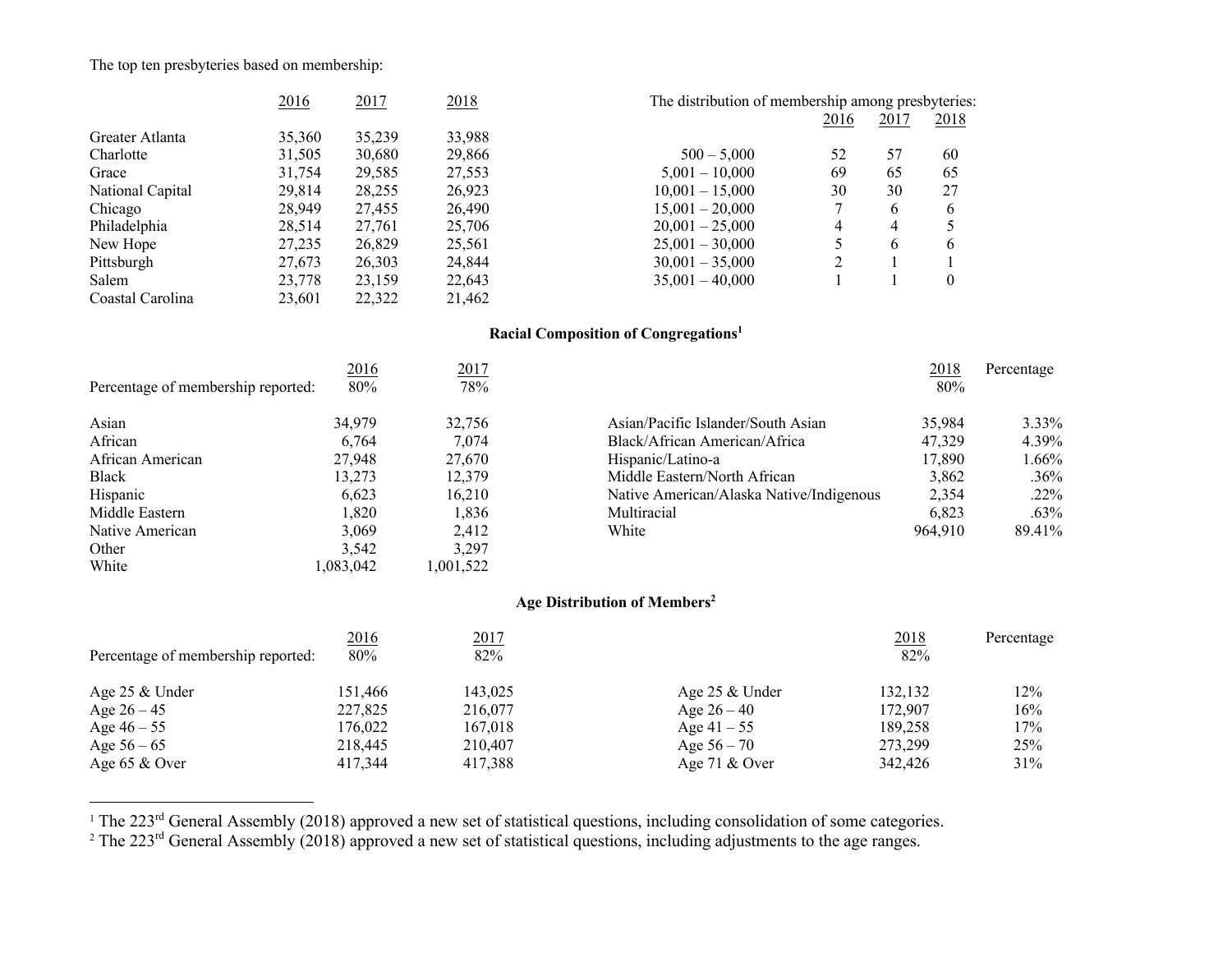The top ten presbyteries based on membership:

| | 2016 | 2017 | 2018 |
|---|---|---|---|
| Greater Atlanta | 35,360 | 35,239 | 33,988 |
| Charlotte | 31,505 | 30,680 | 29,866 |
| Grace | 31,754 | 29,585 | 27,553 |
| National Capital | 29,814 | 28,255 | 26,923 |
| Chicago | 28,949 | 27,455 | 26,490 |
| Philadelphia | 28,514 | 27,761 | 25,706 |
| New Hope | 27,235 | 26,829 | 25,561 |
| Pittsburgh | 27,673 | 26,303 | 24,844 |
| Salem | 23,778 | 23,159 | 22,643 |
| Coastal Carolina | 23,601 | 22,322 | 21,462 |

The distribution of membership among presbyteries:

| | 2016 | 2017 | 2018 |
|---|---|---|---|
| 500 – 5,000 | 52 | 57 | 60 |
| 5,001 – 10,000 | 69 | 65 | 65 |
| 10,001 – 15,000 | 30 | 30 | 27 |
| 15,001 – 20,000 | 7 | 6 | 6 |
| 20,001 – 25,000 | 4 | 4 | 5 |
| 25,001 – 30,000 | 5 | 6 | 6 |
| 30,001 – 35,000 | 2 | 1 | 1 |
| 35,001 – 40,000 | 1 | 1 | 0 |

## Racial Composition of Congregations[1]

| | 2016 | 2017 |
|---|---|---|
| Percentage of membership reported: | 80% | 78% |
| Asian | 34,979 | 32,756 |
| African | 6,764 | 7,074 |
| African American | 27,948 | 27,670 |
| Black | 13,273 | 12,379 |
| Hispanic | 6,623 | 16,210 |
| Middle Eastern | 1,820 | 1,836 |
| Native American | 3,069 | 2,412 |
| Other | 3,542 | 3,297 |
| White | 1,083,042 | 1,001,522 |

| | 2018 | Percentage |
|---|---|---|
| | 80% | |
| Asian/Pacific Islander/South Asian | 35,984 | 3.33% |
| Black/African American/Africa | 47,329 | 4.39% |
| Hispanic/Latino-a | 17,890 | 1.66% |
| Middle Eastern/North African | 3,862 | .36% |
| Native American/Alaska Native/Indigenous | 2,354 | .22% |
| Multiracial | 6,823 | .63% |
| White | 964,910 | 89.41% |

## Age Distribution of Members[2]

| | 2016 | 2017 |
|---|---|---|
| Percentage of membership reported: | 80% | 82% |
| Age 25 & Under | 151,466 | 143,025 |
| Age 26 – 45 | 227,825 | 216,077 |
| Age 46 – 55 | 176,022 | 167,018 |
| Age 56 – 65 | 218,445 | 210,407 |
| Age 65 & Over | 417,344 | 417,388 |

| | 2018 | Percentage |
|---|---|---|
| | 82% | |
| Age 25 & Under | 132,132 | 12% |
| Age 26 – 40 | 172,907 | 16% |
| Age 41 – 55 | 189,258 | 17% |
| Age 56 – 70 | 273,299 | 25% |
| Age 71 & Over | 342,426 | 31% |

---

[1] The 223rd General Assembly (2018) approved a new set of statistical questions, including consolidation of some categories.

[2] The 223rd General Assembly (2018) approved a new set of statistical questions, including adjustments to the age ranges.